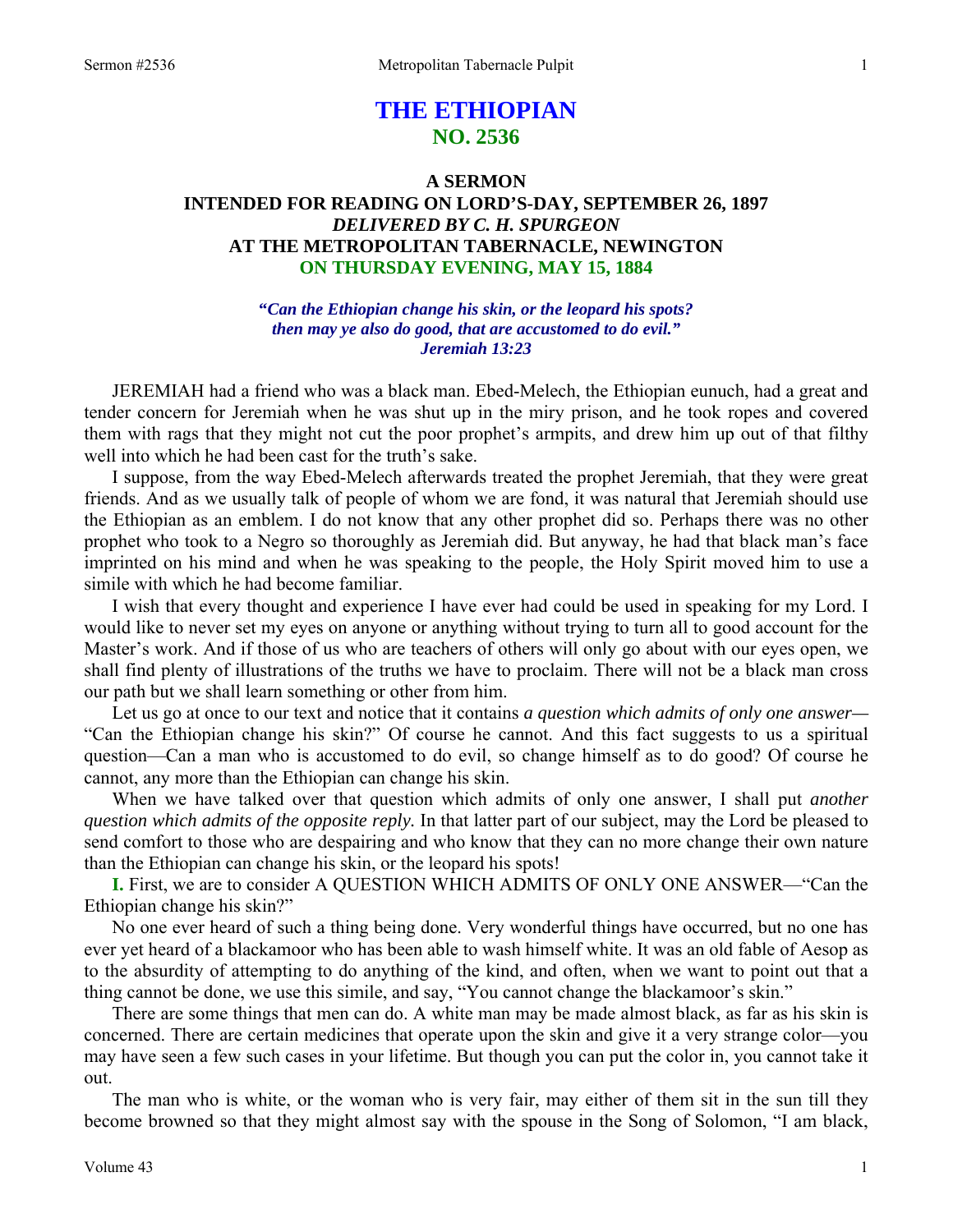# THE ETHIOPIAN
## NO. 2536

### A SERMON
### INTENDED FOR READING ON LORD'S-DAY, SEPTEMBER 26, 1897
### *DELIVERED BY C. H. SPURGEON*
### AT THE METROPOLITAN TABERNACLE, NEWINGTON
### ON THURSDAY EVENING, MAY 15, 1884

*"Can the Ethiopian change his skin, or the leopard his spots? then may ye also do good, that are accustomed to do evil." Jeremiah 13:23*

JEREMIAH had a friend who was a black man. Ebed-Melech, the Ethiopian eunuch, had a great and tender concern for Jeremiah when he was shut up in the miry prison, and he took ropes and covered them with rags that they might not cut the poor prophet's armpits, and drew him up out of that filthy well into which he had been cast for the truth's sake.

I suppose, from the way Ebed-Melech afterwards treated the prophet Jeremiah, that they were great friends. And as we usually talk of people of whom we are fond, it was natural that Jeremiah should use the Ethiopian as an emblem. I do not know that any other prophet did so. Perhaps there was no other prophet who took to a Negro so thoroughly as Jeremiah did. But anyway, he had that black man's face imprinted on his mind and when he was speaking to the people, the Holy Spirit moved him to use a simile with which he had become familiar.

I wish that every thought and experience I have ever had could be used in speaking for my Lord. I would like to never set my eyes on anyone or anything without trying to turn all to good account for the Master's work. And if those of us who are teachers of others will only go about with our eyes open, we shall find plenty of illustrations of the truths we have to proclaim. There will not be a black man cross our path but we shall learn something or other from him.

Let us go at once to our text and notice that it contains *a question which admits of only one answer*—"Can the Ethiopian change his skin?" Of course he cannot. And this fact suggests to us a spiritual question—Can a man who is accustomed to do evil, so change himself as to do good? Of course he cannot, any more than the Ethiopian can change his skin.

When we have talked over that question which admits of only one answer, I shall put *another question which admits of the opposite reply.* In that latter part of our subject, may the Lord be pleased to send comfort to those who are despairing and who know that they can no more change their own nature than the Ethiopian can change his skin, or the leopard his spots!

**I.** First, we are to consider A QUESTION WHICH ADMITS OF ONLY ONE ANSWER—"Can the Ethiopian change his skin?"

No one ever heard of such a thing being done. Very wonderful things have occurred, but no one has ever yet heard of a blackamoor who has been able to wash himself white. It was an old fable of Aesop as to the absurdity of attempting to do anything of the kind, and often, when we want to point out that a thing cannot be done, we use this simile, and say, "You cannot change the blackamoor's skin."

There are some things that men can do. A white man may be made almost black, as far as his skin is concerned. There are certain medicines that operate upon the skin and give it a very strange color—you may have seen a few such cases in your lifetime. But though you can put the color in, you cannot take it out.

The man who is white, or the woman who is very fair, may either of them sit in the sun till they become browned so that they might almost say with the spouse in the Song of Solomon, "I am black,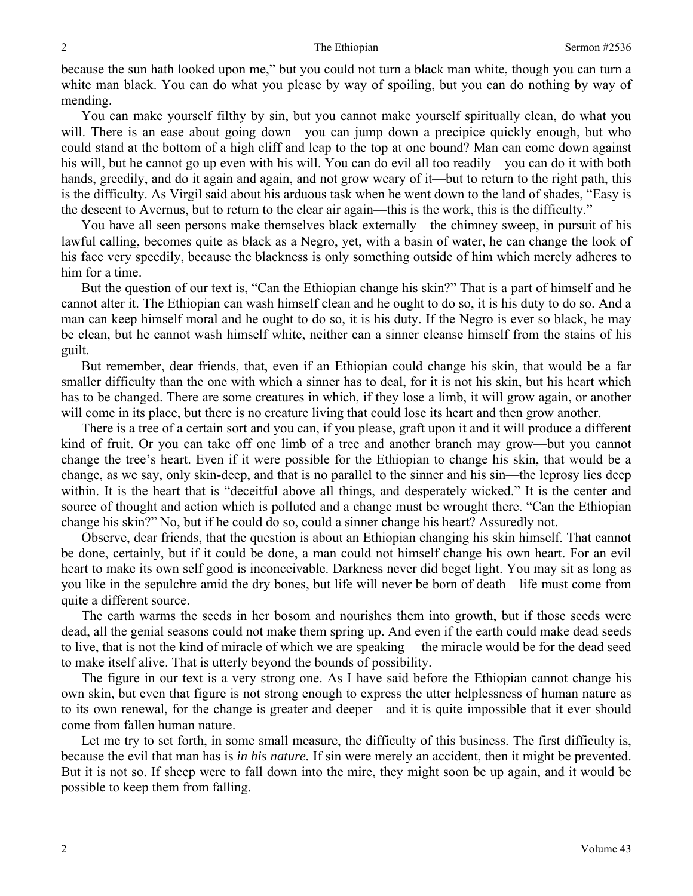because the sun hath looked upon me," but you could not turn a black man white, though you can turn a white man black. You can do what you please by way of spoiling, but you can do nothing by way of mending.

You can make yourself filthy by sin, but you cannot make yourself spiritually clean, do what you will. There is an ease about going down—you can jump down a precipice quickly enough, but who could stand at the bottom of a high cliff and leap to the top at one bound? Man can come down against his will, but he cannot go up even with his will. You can do evil all too readily—you can do it with both hands, greedily, and do it again and again, and not grow weary of it—but to return to the right path, this is the difficulty. As Virgil said about his arduous task when he went down to the land of shades, "Easy is the descent to Avernus, but to return to the clear air again—this is the work, this is the difficulty."

You have all seen persons make themselves black externally—the chimney sweep, in pursuit of his lawful calling, becomes quite as black as a Negro, yet, with a basin of water, he can change the look of his face very speedily, because the blackness is only something outside of him which merely adheres to him for a time.

But the question of our text is, "Can the Ethiopian change his skin?" That is a part of himself and he cannot alter it. The Ethiopian can wash himself clean and he ought to do so, it is his duty to do so. And a man can keep himself moral and he ought to do so, it is his duty. If the Negro is ever so black, he may be clean, but he cannot wash himself white, neither can a sinner cleanse himself from the stains of his guilt.

But remember, dear friends, that, even if an Ethiopian could change his skin, that would be a far smaller difficulty than the one with which a sinner has to deal, for it is not his skin, but his heart which has to be changed. There are some creatures in which, if they lose a limb, it will grow again, or another will come in its place, but there is no creature living that could lose its heart and then grow another.

There is a tree of a certain sort and you can, if you please, graft upon it and it will produce a different kind of fruit. Or you can take off one limb of a tree and another branch may grow—but you cannot change the tree's heart. Even if it were possible for the Ethiopian to change his skin, that would be a change, as we say, only skin-deep, and that is no parallel to the sinner and his sin—the leprosy lies deep within. It is the heart that is "deceitful above all things, and desperately wicked." It is the center and source of thought and action which is polluted and a change must be wrought there. "Can the Ethiopian change his skin?" No, but if he could do so, could a sinner change his heart? Assuredly not.

Observe, dear friends, that the question is about an Ethiopian changing his skin himself. That cannot be done, certainly, but if it could be done, a man could not himself change his own heart. For an evil heart to make its own self good is inconceivable. Darkness never did beget light. You may sit as long as you like in the sepulchre amid the dry bones, but life will never be born of death—life must come from quite a different source.

The earth warms the seeds in her bosom and nourishes them into growth, but if those seeds were dead, all the genial seasons could not make them spring up. And even if the earth could make dead seeds to live, that is not the kind of miracle of which we are speaking— the miracle would be for the dead seed to make itself alive. That is utterly beyond the bounds of possibility.

The figure in our text is a very strong one. As I have said before the Ethiopian cannot change his own skin, but even that figure is not strong enough to express the utter helplessness of human nature as to its own renewal, for the change is greater and deeper—and it is quite impossible that it ever should come from fallen human nature.

Let me try to set forth, in some small measure, the difficulty of this business. The first difficulty is, because the evil that man has is *in his nature.* If sin were merely an accident, then it might be prevented. But it is not so. If sheep were to fall down into the mire, they might soon be up again, and it would be possible to keep them from falling.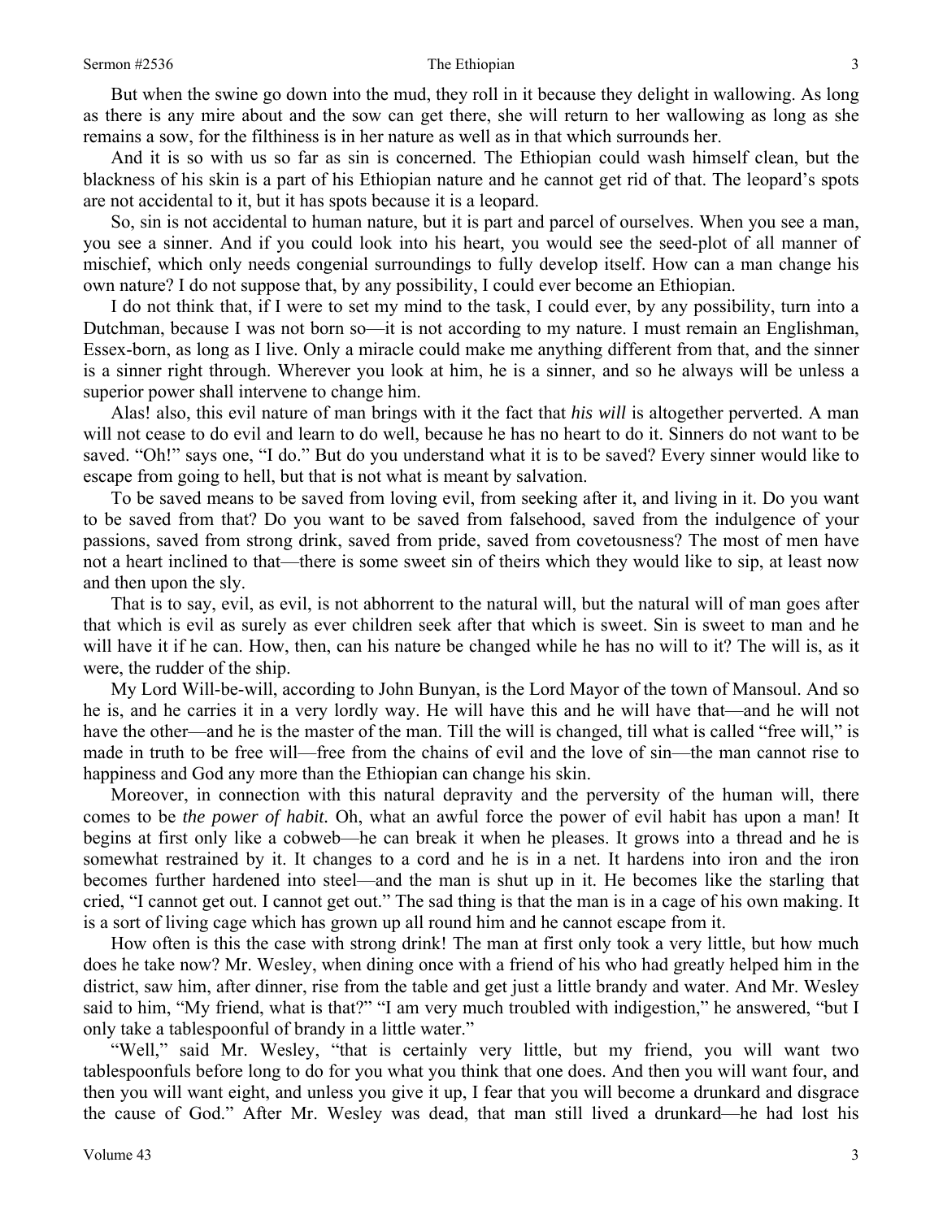But when the swine go down into the mud, they roll in it because they delight in wallowing. As long as there is any mire about and the sow can get there, she will return to her wallowing as long as she remains a sow, for the filthiness is in her nature as well as in that which surrounds her.

And it is so with us so far as sin is concerned. The Ethiopian could wash himself clean, but the blackness of his skin is a part of his Ethiopian nature and he cannot get rid of that. The leopard's spots are not accidental to it, but it has spots because it is a leopard.

So, sin is not accidental to human nature, but it is part and parcel of ourselves. When you see a man, you see a sinner. And if you could look into his heart, you would see the seed-plot of all manner of mischief, which only needs congenial surroundings to fully develop itself. How can a man change his own nature? I do not suppose that, by any possibility, I could ever become an Ethiopian.

I do not think that, if I were to set my mind to the task, I could ever, by any possibility, turn into a Dutchman, because I was not born so—it is not according to my nature. I must remain an Englishman, Essex-born, as long as I live. Only a miracle could make me anything different from that, and the sinner is a sinner right through. Wherever you look at him, he is a sinner, and so he always will be unless a superior power shall intervene to change him.

Alas! also, this evil nature of man brings with it the fact that *his will* is altogether perverted. A man will not cease to do evil and learn to do well, because he has no heart to do it. Sinners do not want to be saved. "Oh!" says one, "I do." But do you understand what it is to be saved? Every sinner would like to escape from going to hell, but that is not what is meant by salvation.

To be saved means to be saved from loving evil, from seeking after it, and living in it. Do you want to be saved from that? Do you want to be saved from falsehood, saved from the indulgence of your passions, saved from strong drink, saved from pride, saved from covetousness? The most of men have not a heart inclined to that—there is some sweet sin of theirs which they would like to sip, at least now and then upon the sly.

That is to say, evil, as evil, is not abhorrent to the natural will, but the natural will of man goes after that which is evil as surely as ever children seek after that which is sweet. Sin is sweet to man and he will have it if he can. How, then, can his nature be changed while he has no will to it? The will is, as it were, the rudder of the ship.

My Lord Will-be-will, according to John Bunyan, is the Lord Mayor of the town of Mansoul. And so he is, and he carries it in a very lordly way. He will have this and he will have that—and he will not have the other—and he is the master of the man. Till the will is changed, till what is called "free will," is made in truth to be free will—free from the chains of evil and the love of sin—the man cannot rise to happiness and God any more than the Ethiopian can change his skin.

Moreover, in connection with this natural depravity and the perversity of the human will, there comes to be *the power of habit.* Oh, what an awful force the power of evil habit has upon a man! It begins at first only like a cobweb—he can break it when he pleases. It grows into a thread and he is somewhat restrained by it. It changes to a cord and he is in a net. It hardens into iron and the iron becomes further hardened into steel—and the man is shut up in it. He becomes like the starling that cried, "I cannot get out. I cannot get out." The sad thing is that the man is in a cage of his own making. It is a sort of living cage which has grown up all round him and he cannot escape from it.

How often is this the case with strong drink! The man at first only took a very little, but how much does he take now? Mr. Wesley, when dining once with a friend of his who had greatly helped him in the district, saw him, after dinner, rise from the table and get just a little brandy and water. And Mr. Wesley said to him, "My friend, what is that?" "I am very much troubled with indigestion," he answered, "but I only take a tablespoonful of brandy in a little water."

"Well," said Mr. Wesley, "that is certainly very little, but my friend, you will want two tablespoonfuls before long to do for you what you think that one does. And then you will want four, and then you will want eight, and unless you give it up, I fear that you will become a drunkard and disgrace the cause of God." After Mr. Wesley was dead, that man still lived a drunkard—he had lost his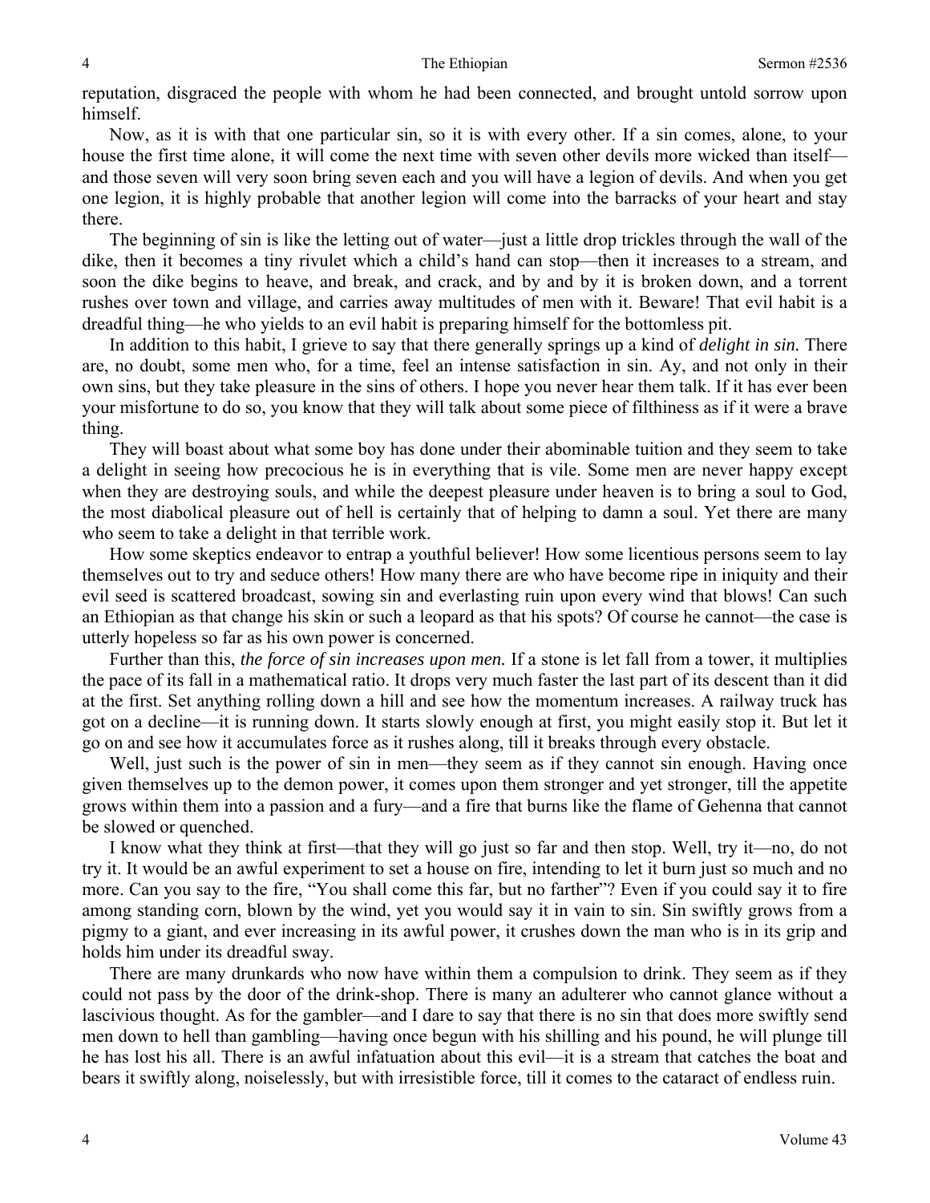reputation, disgraced the people with whom he had been connected, and brought untold sorrow upon himself.

Now, as it is with that one particular sin, so it is with every other. If a sin comes, alone, to your house the first time alone, it will come the next time with seven other devils more wicked than itself—and those seven will very soon bring seven each and you will have a legion of devils. And when you get one legion, it is highly probable that another legion will come into the barracks of your heart and stay there.

The beginning of sin is like the letting out of water—just a little drop trickles through the wall of the dike, then it becomes a tiny rivulet which a child's hand can stop—then it increases to a stream, and soon the dike begins to heave, and break, and crack, and by and by it is broken down, and a torrent rushes over town and village, and carries away multitudes of men with it. Beware! That evil habit is a dreadful thing—he who yields to an evil habit is preparing himself for the bottomless pit.

In addition to this habit, I grieve to say that there generally springs up a kind of *delight in sin.* There are, no doubt, some men who, for a time, feel an intense satisfaction in sin. Ay, and not only in their own sins, but they take pleasure in the sins of others. I hope you never hear them talk. If it has ever been your misfortune to do so, you know that they will talk about some piece of filthiness as if it were a brave thing.

They will boast about what some boy has done under their abominable tuition and they seem to take a delight in seeing how precocious he is in everything that is vile. Some men are never happy except when they are destroying souls, and while the deepest pleasure under heaven is to bring a soul to God, the most diabolical pleasure out of hell is certainly that of helping to damn a soul. Yet there are many who seem to take a delight in that terrible work.

How some skeptics endeavor to entrap a youthful believer! How some licentious persons seem to lay themselves out to try and seduce others! How many there are who have become ripe in iniquity and their evil seed is scattered broadcast, sowing sin and everlasting ruin upon every wind that blows! Can such an Ethiopian as that change his skin or such a leopard as that his spots? Of course he cannot—the case is utterly hopeless so far as his own power is concerned.

Further than this, *the force of sin increases upon men.* If a stone is let fall from a tower, it multiplies the pace of its fall in a mathematical ratio. It drops very much faster the last part of its descent than it did at the first. Set anything rolling down a hill and see how the momentum increases. A railway truck has got on a decline—it is running down. It starts slowly enough at first, you might easily stop it. But let it go on and see how it accumulates force as it rushes along, till it breaks through every obstacle.

Well, just such is the power of sin in men—they seem as if they cannot sin enough. Having once given themselves up to the demon power, it comes upon them stronger and yet stronger, till the appetite grows within them into a passion and a fury—and a fire that burns like the flame of Gehenna that cannot be slowed or quenched.

I know what they think at first—that they will go just so far and then stop. Well, try it—no, do not try it. It would be an awful experiment to set a house on fire, intending to let it burn just so much and no more. Can you say to the fire, "You shall come this far, but no farther"? Even if you could say it to fire among standing corn, blown by the wind, yet you would say it in vain to sin. Sin swiftly grows from a pigmy to a giant, and ever increasing in its awful power, it crushes down the man who is in its grip and holds him under its dreadful sway.

There are many drunkards who now have within them a compulsion to drink. They seem as if they could not pass by the door of the drink-shop. There is many an adulterer who cannot glance without a lascivious thought. As for the gambler—and I dare to say that there is no sin that does more swiftly send men down to hell than gambling—having once begun with his shilling and his pound, he will plunge till he has lost his all. There is an awful infatuation about this evil—it is a stream that catches the boat and bears it swiftly along, noiselessly, but with irresistible force, till it comes to the cataract of endless ruin.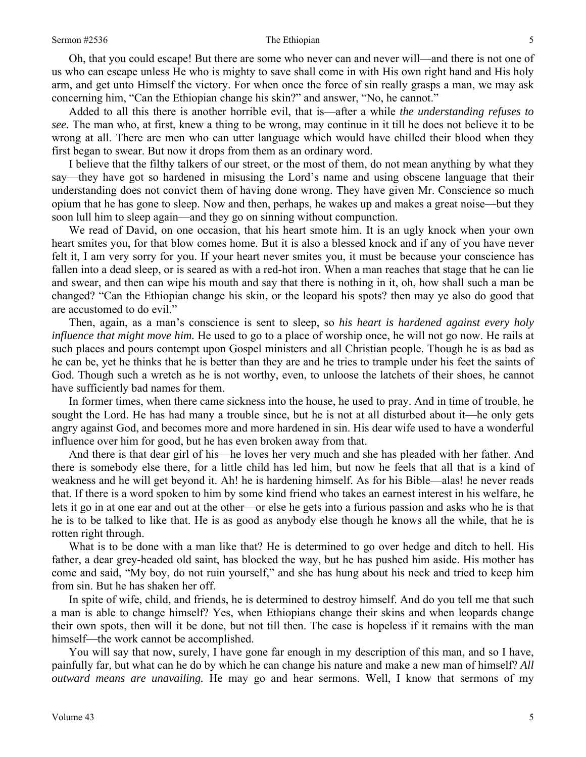Oh, that you could escape! But there are some who never can and never will—and there is not one of us who can escape unless He who is mighty to save shall come in with His own right hand and His holy arm, and get unto Himself the victory. For when once the force of sin really grasps a man, we may ask concerning him, "Can the Ethiopian change his skin?" and answer, "No, he cannot."

Added to all this there is another horrible evil, that is—after a while *the understanding refuses to see.* The man who, at first, knew a thing to be wrong, may continue in it till he does not believe it to be wrong at all. There are men who can utter language which would have chilled their blood when they first began to swear. But now it drops from them as an ordinary word.

I believe that the filthy talkers of our street, or the most of them, do not mean anything by what they say—they have got so hardened in misusing the Lord's name and using obscene language that their understanding does not convict them of having done wrong. They have given Mr. Conscience so much opium that he has gone to sleep. Now and then, perhaps, he wakes up and makes a great noise—but they soon lull him to sleep again—and they go on sinning without compunction.

We read of David, on one occasion, that his heart smote him. It is an ugly knock when your own heart smites you, for that blow comes home. But it is also a blessed knock and if any of you have never felt it, I am very sorry for you. If your heart never smites you, it must be because your conscience has fallen into a dead sleep, or is seared as with a red-hot iron. When a man reaches that stage that he can lie and swear, and then can wipe his mouth and say that there is nothing in it, oh, how shall such a man be changed? "Can the Ethiopian change his skin, or the leopard his spots? then may ye also do good that are accustomed to do evil."

Then, again, as a man's conscience is sent to sleep, so *his heart is hardened against every holy influence that might move him.* He used to go to a place of worship once, he will not go now. He rails at such places and pours contempt upon Gospel ministers and all Christian people. Though he is as bad as he can be, yet he thinks that he is better than they are and he tries to trample under his feet the saints of God. Though such a wretch as he is not worthy, even, to unloose the latchets of their shoes, he cannot have sufficiently bad names for them.

In former times, when there came sickness into the house, he used to pray. And in time of trouble, he sought the Lord. He has had many a trouble since, but he is not at all disturbed about it—he only gets angry against God, and becomes more and more hardened in sin. His dear wife used to have a wonderful influence over him for good, but he has even broken away from that.

And there is that dear girl of his—he loves her very much and she has pleaded with her father. And there is somebody else there, for a little child has led him, but now he feels that all that is a kind of weakness and he will get beyond it. Ah! he is hardening himself. As for his Bible—alas! he never reads that. If there is a word spoken to him by some kind friend who takes an earnest interest in his welfare, he lets it go in at one ear and out at the other—or else he gets into a furious passion and asks who he is that he is to be talked to like that. He is as good as anybody else though he knows all the while, that he is rotten right through.

What is to be done with a man like that? He is determined to go over hedge and ditch to hell. His father, a dear grey-headed old saint, has blocked the way, but he has pushed him aside. His mother has come and said, "My boy, do not ruin yourself," and she has hung about his neck and tried to keep him from sin. But he has shaken her off.

In spite of wife, child, and friends, he is determined to destroy himself. And do you tell me that such a man is able to change himself? Yes, when Ethiopians change their skins and when leopards change their own spots, then will it be done, but not till then. The case is hopeless if it remains with the man himself—the work cannot be accomplished.

You will say that now, surely, I have gone far enough in my description of this man, and so I have, painfully far, but what can he do by which he can change his nature and make a new man of himself? *All outward means are unavailing.* He may go and hear sermons. Well, I know that sermons of my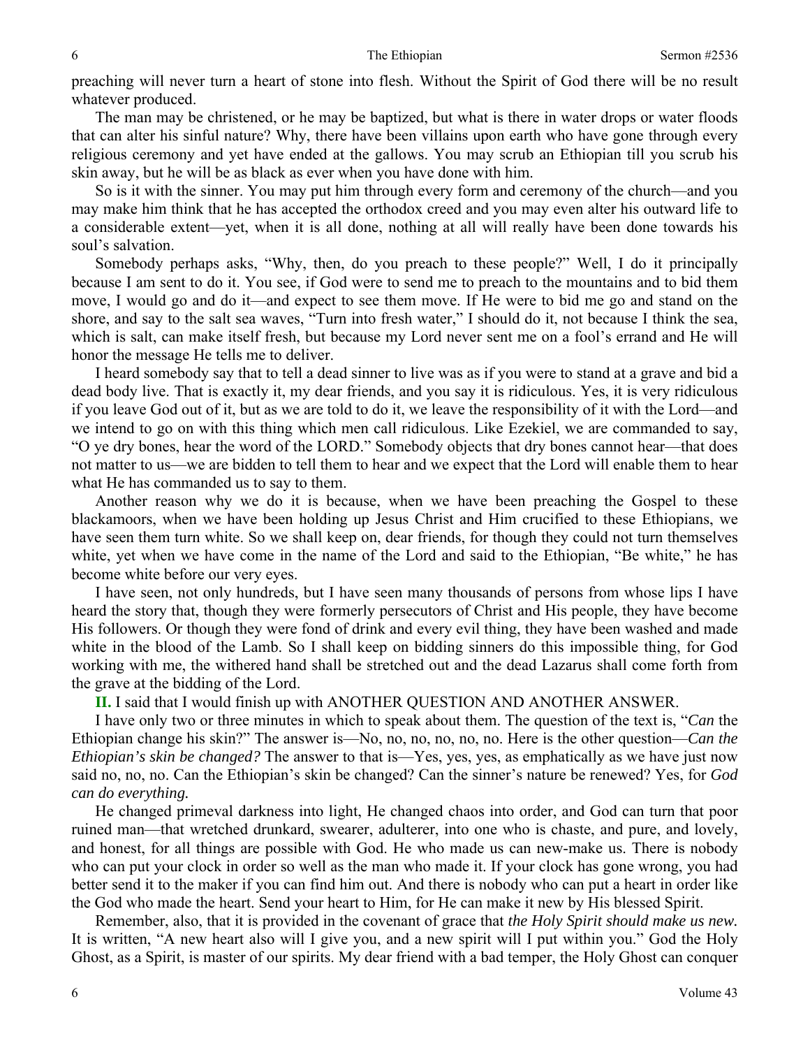preaching will never turn a heart of stone into flesh. Without the Spirit of God there will be no result whatever produced.

The man may be christened, or he may be baptized, but what is there in water drops or water floods that can alter his sinful nature? Why, there have been villains upon earth who have gone through every religious ceremony and yet have ended at the gallows. You may scrub an Ethiopian till you scrub his skin away, but he will be as black as ever when you have done with him.

So is it with the sinner. You may put him through every form and ceremony of the church—and you may make him think that he has accepted the orthodox creed and you may even alter his outward life to a considerable extent—yet, when it is all done, nothing at all will really have been done towards his soul's salvation.

Somebody perhaps asks, "Why, then, do you preach to these people?" Well, I do it principally because I am sent to do it. You see, if God were to send me to preach to the mountains and to bid them move, I would go and do it—and expect to see them move. If He were to bid me go and stand on the shore, and say to the salt sea waves, "Turn into fresh water," I should do it, not because I think the sea, which is salt, can make itself fresh, but because my Lord never sent me on a fool's errand and He will honor the message He tells me to deliver.

I heard somebody say that to tell a dead sinner to live was as if you were to stand at a grave and bid a dead body live. That is exactly it, my dear friends, and you say it is ridiculous. Yes, it is very ridiculous if you leave God out of it, but as we are told to do it, we leave the responsibility of it with the Lord—and we intend to go on with this thing which men call ridiculous. Like Ezekiel, we are commanded to say, "O ye dry bones, hear the word of the LORD." Somebody objects that dry bones cannot hear—that does not matter to us—we are bidden to tell them to hear and we expect that the Lord will enable them to hear what He has commanded us to say to them.

Another reason why we do it is because, when we have been preaching the Gospel to these blackamoors, when we have been holding up Jesus Christ and Him crucified to these Ethiopians, we have seen them turn white. So we shall keep on, dear friends, for though they could not turn themselves white, yet when we have come in the name of the Lord and said to the Ethiopian, "Be white," he has become white before our very eyes.

I have seen, not only hundreds, but I have seen many thousands of persons from whose lips I have heard the story that, though they were formerly persecutors of Christ and His people, they have become His followers. Or though they were fond of drink and every evil thing, they have been washed and made white in the blood of the Lamb. So I shall keep on bidding sinners do this impossible thing, for God working with me, the withered hand shall be stretched out and the dead Lazarus shall come forth from the grave at the bidding of the Lord.

**II.** I said that I would finish up with ANOTHER QUESTION AND ANOTHER ANSWER.

I have only two or three minutes in which to speak about them. The question of the text is, "*Can* the Ethiopian change his skin?" The answer is—No, no, no, no, no, no. Here is the other question—*Can the Ethiopian's skin be changed?* The answer to that is—Yes, yes, yes, as emphatically as we have just now said no, no, no. Can the Ethiopian's skin be changed? Can the sinner's nature be renewed? Yes, for *God can do everything.*

He changed primeval darkness into light, He changed chaos into order, and God can turn that poor ruined man—that wretched drunkard, swearer, adulterer, into one who is chaste, and pure, and lovely, and honest, for all things are possible with God. He who made us can new-make us. There is nobody who can put your clock in order so well as the man who made it. If your clock has gone wrong, you had better send it to the maker if you can find him out. And there is nobody who can put a heart in order like the God who made the heart. Send your heart to Him, for He can make it new by His blessed Spirit.

Remember, also, that it is provided in the covenant of grace that *the Holy Spirit should make us new.* It is written, "A new heart also will I give you, and a new spirit will I put within you." God the Holy Ghost, as a Spirit, is master of our spirits. My dear friend with a bad temper, the Holy Ghost can conquer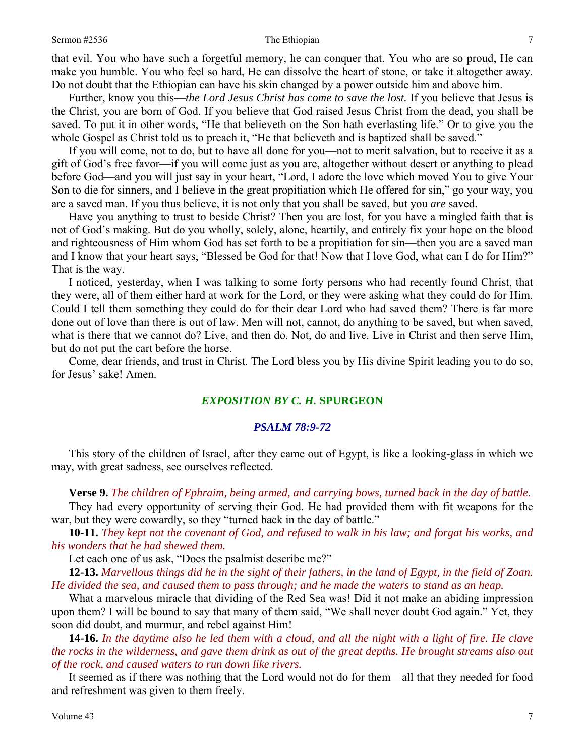that evil. You who have such a forgetful memory, he can conquer that. You who are so proud, He can make you humble. You who feel so hard, He can dissolve the heart of stone, or take it altogether away. Do not doubt that the Ethiopian can have his skin changed by a power outside him and above him.

Further, know you this—*the Lord Jesus Christ has come to save the lost.* If you believe that Jesus is the Christ, you are born of God. If you believe that God raised Jesus Christ from the dead, you shall be saved. To put it in other words, "He that believeth on the Son hath everlasting life." Or to give you the whole Gospel as Christ told us to preach it, "He that believeth and is baptized shall be saved."

If you will come, not to do, but to have all done for you—not to merit salvation, but to receive it as a gift of God's free favor—if you will come just as you are, altogether without desert or anything to plead before God—and you will just say in your heart, "Lord, I adore the love which moved You to give Your Son to die for sinners, and I believe in the great propitiation which He offered for sin," go your way, you are a saved man. If you thus believe, it is not only that you shall be saved, but you *are* saved.

Have you anything to trust to beside Christ? Then you are lost, for you have a mingled faith that is not of God's making. But do you wholly, solely, alone, heartily, and entirely fix your hope on the blood and righteousness of Him whom God has set forth to be a propitiation for sin—then you are a saved man and I know that your heart says, "Blessed be God for that! Now that I love God, what can I do for Him?" That is the way.

I noticed, yesterday, when I was talking to some forty persons who had recently found Christ, that they were, all of them either hard at work for the Lord, or they were asking what they could do for Him. Could I tell them something they could do for their dear Lord who had saved them? There is far more done out of love than there is out of law. Men will not, cannot, do anything to be saved, but when saved, what is there that we cannot do? Live, and then do. Not, do and live. Live in Christ and then serve Him, but do not put the cart before the horse.

Come, dear friends, and trust in Christ. The Lord bless you by His divine Spirit leading you to do so, for Jesus' sake! Amen.

## *EXPOSITION BY C. H.* SPURGEON

### *PSALM 78:9-72*

This story of the children of Israel, after they came out of Egypt, is like a looking-glass in which we may, with great sadness, see ourselves reflected.

**Verse 9.** *The children of Ephraim, being armed, and carrying bows, turned back in the day of battle.*

They had every opportunity of serving their God. He had provided them with fit weapons for the war, but they were cowardly, so they "turned back in the day of battle."

**10-11.** *They kept not the covenant of God, and refused to walk in his law; and forgat his works, and his wonders that he had shewed them.*

Let each one of us ask, "Does the psalmist describe me?"

**12-13.** *Marvellous things did he in the sight of their fathers, in the land of Egypt, in the field of Zoan. He divided the sea, and caused them to pass through; and he made the waters to stand as an heap.*

What a marvelous miracle that dividing of the Red Sea was! Did it not make an abiding impression upon them? I will be bound to say that many of them said, "We shall never doubt God again." Yet, they soon did doubt, and murmur, and rebel against Him!

**14-16.** *In the daytime also he led them with a cloud, and all the night with a light of fire. He clave the rocks in the wilderness, and gave them drink as out of the great depths. He brought streams also out of the rock, and caused waters to run down like rivers.*

It seemed as if there was nothing that the Lord would not do for them—all that they needed for food and refreshment was given to them freely.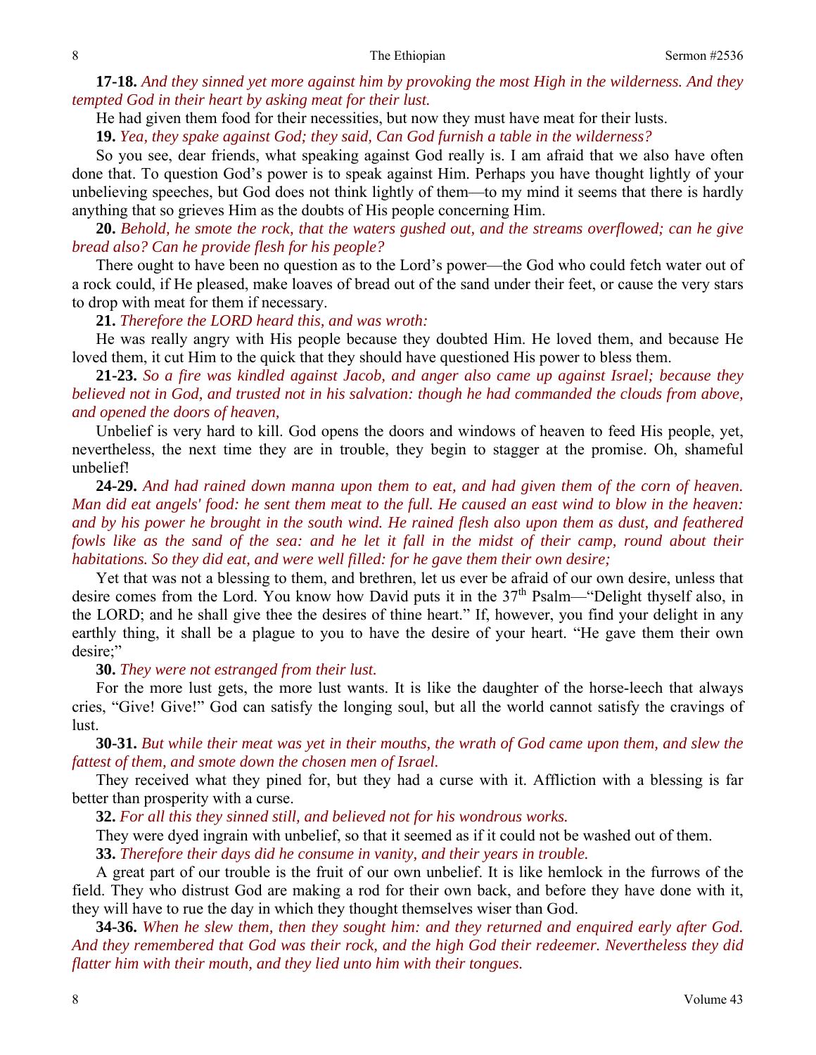**17-18.** *And they sinned yet more against him by provoking the most High in the wilderness. And they tempted God in their heart by asking meat for their lust.*

He had given them food for their necessities, but now they must have meat for their lusts.

**19.** *Yea, they spake against God; they said, Can God furnish a table in the wilderness?*

So you see, dear friends, what speaking against God really is. I am afraid that we also have often done that. To question God's power is to speak against Him. Perhaps you have thought lightly of your unbelieving speeches, but God does not think lightly of them—to my mind it seems that there is hardly anything that so grieves Him as the doubts of His people concerning Him.

**20.** *Behold, he smote the rock, that the waters gushed out, and the streams overflowed; can he give bread also? Can he provide flesh for his people?*

There ought to have been no question as to the Lord's power—the God who could fetch water out of a rock could, if He pleased, make loaves of bread out of the sand under their feet, or cause the very stars to drop with meat for them if necessary.

**21.** *Therefore the LORD heard this, and was wroth:*

He was really angry with His people because they doubted Him. He loved them, and because He loved them, it cut Him to the quick that they should have questioned His power to bless them.

**21-23.** *So a fire was kindled against Jacob, and anger also came up against Israel; because they believed not in God, and trusted not in his salvation: though he had commanded the clouds from above, and opened the doors of heaven,*

Unbelief is very hard to kill. God opens the doors and windows of heaven to feed His people, yet, nevertheless, the next time they are in trouble, they begin to stagger at the promise. Oh, shameful unbelief!

**24-29.** *And had rained down manna upon them to eat, and had given them of the corn of heaven. Man did eat angels' food: he sent them meat to the full. He caused an east wind to blow in the heaven: and by his power he brought in the south wind. He rained flesh also upon them as dust, and feathered fowls like as the sand of the sea: and he let it fall in the midst of their camp, round about their habitations. So they did eat, and were well filled: for he gave them their own desire;*

Yet that was not a blessing to them, and brethren, let us ever be afraid of our own desire, unless that desire comes from the Lord. You know how David puts it in the 37th Psalm—"Delight thyself also, in the LORD; and he shall give thee the desires of thine heart." If, however, you find your delight in any earthly thing, it shall be a plague to you to have the desire of your heart. "He gave them their own desire;"

**30.** *They were not estranged from their lust.*

For the more lust gets, the more lust wants. It is like the daughter of the horse-leech that always cries, "Give! Give!" God can satisfy the longing soul, but all the world cannot satisfy the cravings of lust.

**30-31.** *But while their meat was yet in their mouths, the wrath of God came upon them, and slew the fattest of them, and smote down the chosen men of Israel.*

They received what they pined for, but they had a curse with it. Affliction with a blessing is far better than prosperity with a curse.

**32.** *For all this they sinned still, and believed not for his wondrous works.*

They were dyed ingrain with unbelief, so that it seemed as if it could not be washed out of them.

**33.** *Therefore their days did he consume in vanity, and their years in trouble.*

A great part of our trouble is the fruit of our own unbelief. It is like hemlock in the furrows of the field. They who distrust God are making a rod for their own back, and before they have done with it, they will have to rue the day in which they thought themselves wiser than God.

**34-36.** *When he slew them, then they sought him: and they returned and enquired early after God. And they remembered that God was their rock, and the high God their redeemer. Nevertheless they did flatter him with their mouth, and they lied unto him with their tongues.*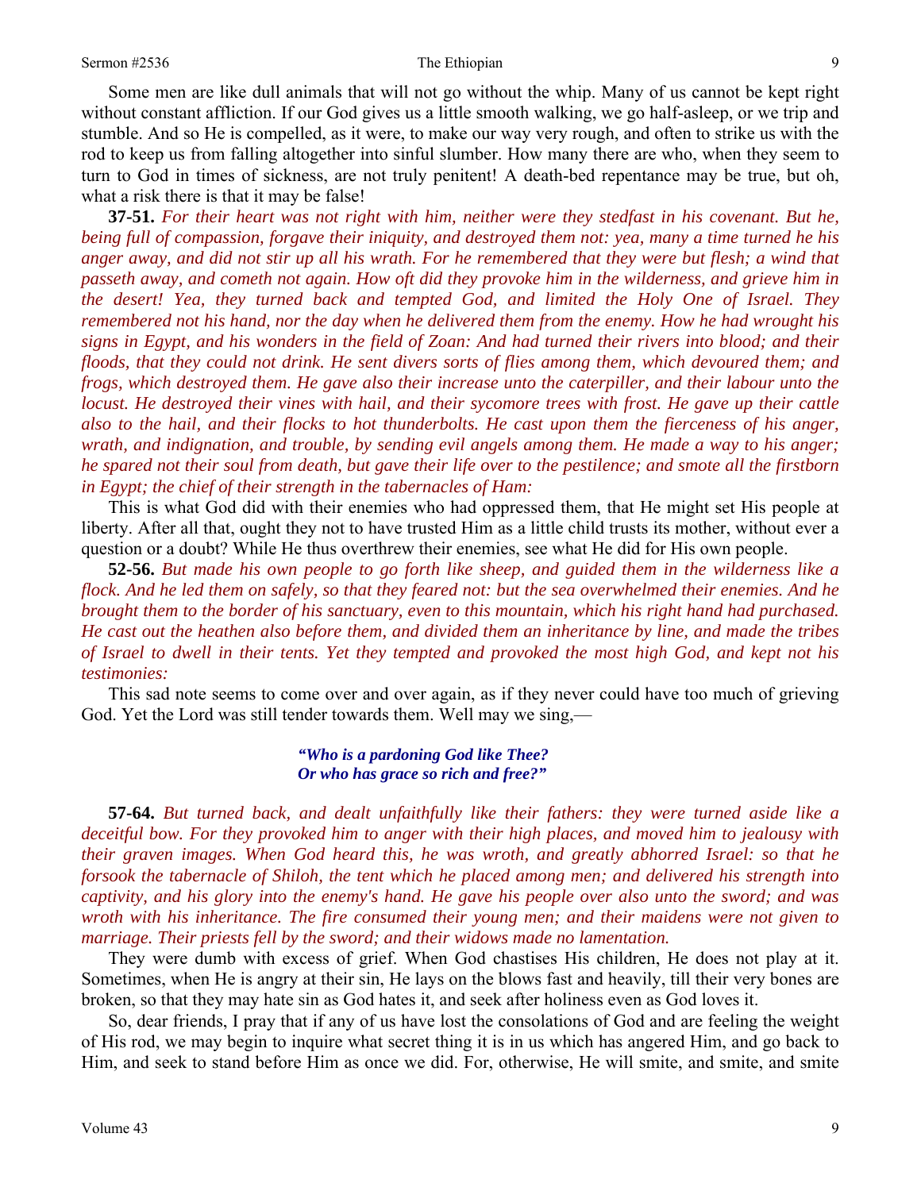Some men are like dull animals that will not go without the whip. Many of us cannot be kept right without constant affliction. If our God gives us a little smooth walking, we go half-asleep, or we trip and stumble. And so He is compelled, as it were, to make our way very rough, and often to strike us with the rod to keep us from falling altogether into sinful slumber. How many there are who, when they seem to turn to God in times of sickness, are not truly penitent! A death-bed repentance may be true, but oh, what a risk there is that it may be false!

**37-51.** *For their heart was not right with him, neither were they stedfast in his covenant. But he, being full of compassion, forgave their iniquity, and destroyed them not: yea, many a time turned he his anger away, and did not stir up all his wrath. For he remembered that they were but flesh; a wind that passeth away, and cometh not again. How oft did they provoke him in the wilderness, and grieve him in the desert! Yea, they turned back and tempted God, and limited the Holy One of Israel. They remembered not his hand, nor the day when he delivered them from the enemy. How he had wrought his signs in Egypt, and his wonders in the field of Zoan: And had turned their rivers into blood; and their floods, that they could not drink. He sent divers sorts of flies among them, which devoured them; and frogs, which destroyed them. He gave also their increase unto the caterpiller, and their labour unto the locust. He destroyed their vines with hail, and their sycomore trees with frost. He gave up their cattle also to the hail, and their flocks to hot thunderbolts. He cast upon them the fierceness of his anger, wrath, and indignation, and trouble, by sending evil angels among them. He made a way to his anger; he spared not their soul from death, but gave their life over to the pestilence; and smote all the firstborn in Egypt; the chief of their strength in the tabernacles of Ham:*

This is what God did with their enemies who had oppressed them, that He might set His people at liberty. After all that, ought they not to have trusted Him as a little child trusts its mother, without ever a question or a doubt? While He thus overthrew their enemies, see what He did for His own people.

**52-56.** *But made his own people to go forth like sheep, and guided them in the wilderness like a flock. And he led them on safely, so that they feared not: but the sea overwhelmed their enemies. And he brought them to the border of his sanctuary, even to this mountain, which his right hand had purchased. He cast out the heathen also before them, and divided them an inheritance by line, and made the tribes of Israel to dwell in their tents. Yet they tempted and provoked the most high God, and kept not his testimonies:*

This sad note seems to come over and over again, as if they never could have too much of grieving God. Yet the Lord was still tender towards them. Well may we sing,—

> ***"Who is a pardoning God like Thee?***
> ***Or who has grace so rich and free?"***

**57-64.** *But turned back, and dealt unfaithfully like their fathers: they were turned aside like a deceitful bow. For they provoked him to anger with their high places, and moved him to jealousy with their graven images. When God heard this, he was wroth, and greatly abhorred Israel: so that he forsook the tabernacle of Shiloh, the tent which he placed among men; and delivered his strength into captivity, and his glory into the enemy's hand. He gave his people over also unto the sword; and was wroth with his inheritance. The fire consumed their young men; and their maidens were not given to marriage. Their priests fell by the sword; and their widows made no lamentation.*

They were dumb with excess of grief. When God chastises His children, He does not play at it. Sometimes, when He is angry at their sin, He lays on the blows fast and heavily, till their very bones are broken, so that they may hate sin as God hates it, and seek after holiness even as God loves it.

So, dear friends, I pray that if any of us have lost the consolations of God and are feeling the weight of His rod, we may begin to inquire what secret thing it is in us which has angered Him, and go back to Him, and seek to stand before Him as once we did. For, otherwise, He will smite, and smite, and smite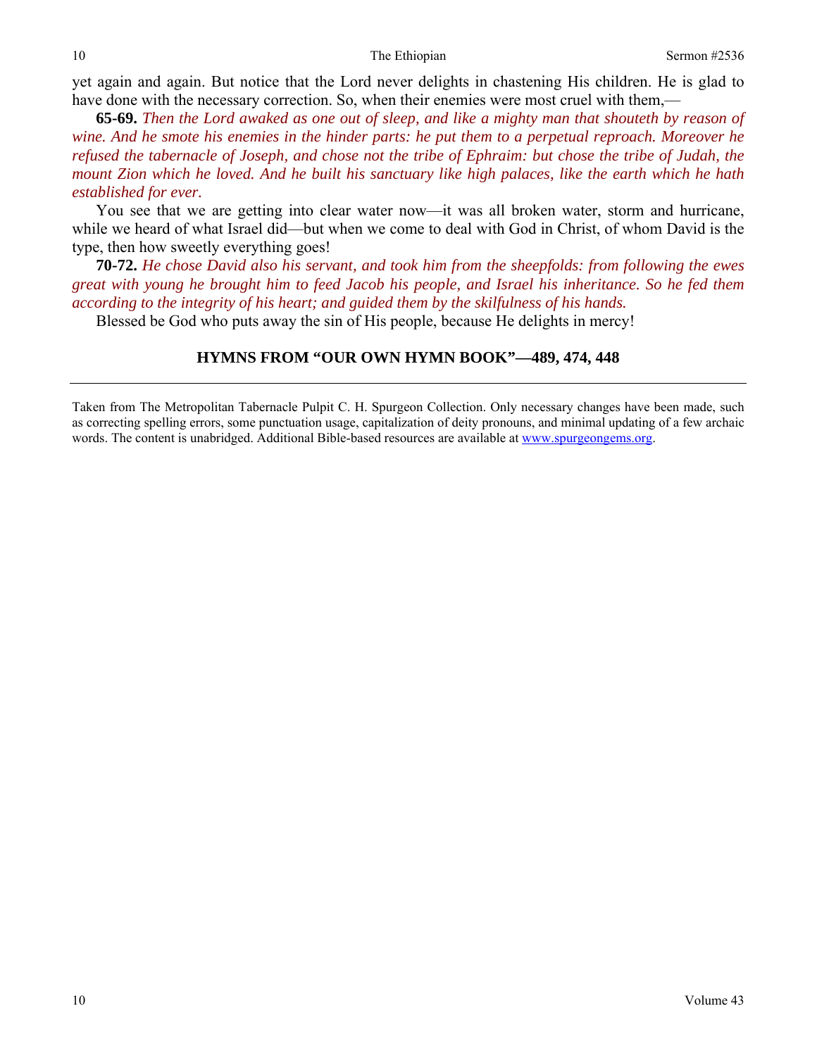yet again and again. But notice that the Lord never delights in chastening His children. He is glad to have done with the necessary correction. So, when their enemies were most cruel with them,—

**65-69.** *Then the Lord awaked as one out of sleep, and like a mighty man that shouteth by reason of wine. And he smote his enemies in the hinder parts: he put them to a perpetual reproach. Moreover he refused the tabernacle of Joseph, and chose not the tribe of Ephraim: but chose the tribe of Judah, the mount Zion which he loved. And he built his sanctuary like high palaces, like the earth which he hath established for ever.*

You see that we are getting into clear water now—it was all broken water, storm and hurricane, while we heard of what Israel did—but when we come to deal with God in Christ, of whom David is the type, then how sweetly everything goes!

**70-72.** *He chose David also his servant, and took him from the sheepfolds: from following the ewes great with young he brought him to feed Jacob his people, and Israel his inheritance. So he fed them according to the integrity of his heart; and guided them by the skilfulness of his hands.*

Blessed be God who puts away the sin of His people, because He delights in mercy!

### HYMNS FROM "OUR OWN HYMN BOOK"—489, 474, 448

---

Taken from The Metropolitan Tabernacle Pulpit C. H. Spurgeon Collection. Only necessary changes have been made, such as correcting spelling errors, some punctuation usage, capitalization of deity pronouns, and minimal updating of a few archaic words. The content is unabridged. Additional Bible-based resources are available at www.spurgeongems.org.